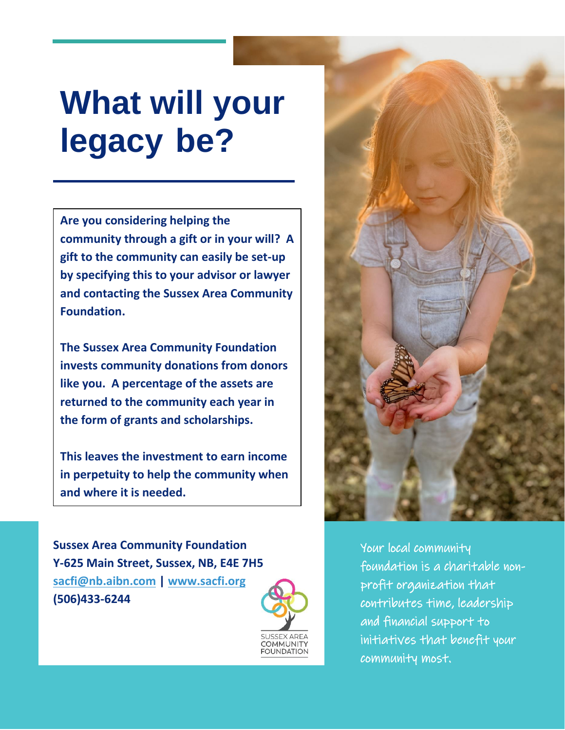# What will your legacy be?

**Are you considering helping the community through a gift or in your will? A gift to the community can easily be set-up by specifying this to your advisor or lawyer and contacting the Sussex Area Community Foundation.**

**The Sussex Area Community Foundation invests community donations from donors like you. A percentage of the assets are returned to the community each year in the form of grants and scholarships.**

**This leaves the investment to earn income in perpetuity to help the community when and where it is needed.**

**Sussex Area Community Foundation**
**Y-625 Main Street, Sussex, NB, E4E 7H5**
**[sacfi@nb.aibn.com](mailto:sacfi@nb.aibn.com) | [www.sacfi.org](http://www.sacfi.org)**
**(506)433-6244**

SUSSEX AREA COMMUNITY FOUNDATION

Your local community foundation is a charitable non-profit organization that contributes time, leadership and financial support to initiatives that benefit your community most.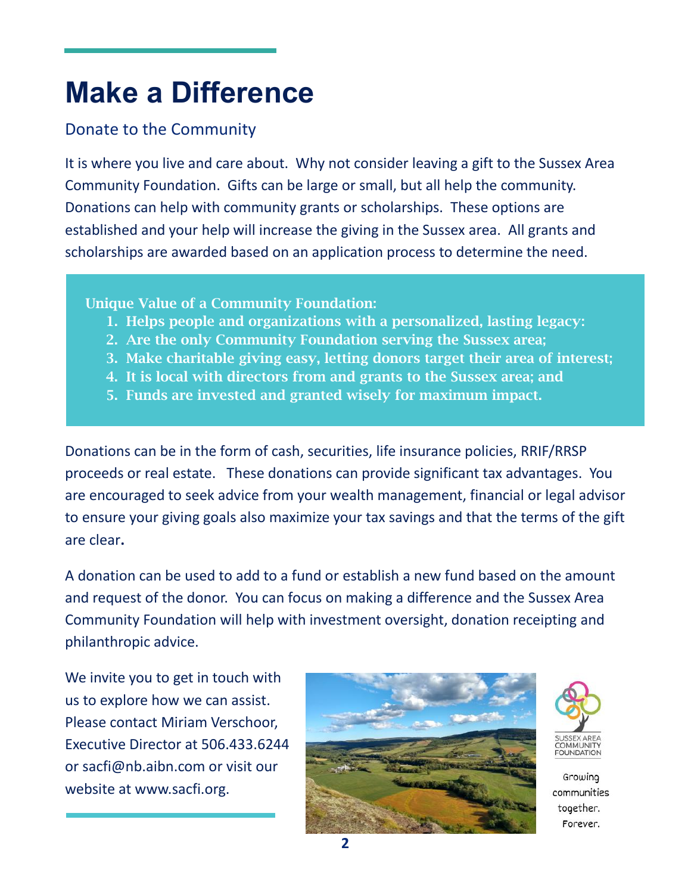# Make a Difference

## Donate to the Community

It is where you live and care about. Why not consider leaving a gift to the Sussex Area Community Foundation. Gifts can be large or small, but all help the community. Donations can help with community grants or scholarships. These options are established and your help will increase the giving in the Sussex area. All grants and scholarships are awarded based on an application process to determine the need.

**Unique Value of a Community Foundation:**

1. **Helps people and organizations with a personalized, lasting legacy:**
2. **Are the only Community Foundation serving the Sussex area;**
3. **Make charitable giving easy, letting donors target their area of interest;**
4. **It is local with directors from and grants to the Sussex area; and**
5. **Funds are invested and granted wisely for maximum impact.**

Donations can be in the form of cash, securities, life insurance policies, RRIF/RRSP proceeds or real estate. These donations can provide significant tax advantages. You are encouraged to seek advice from your wealth management, financial or legal advisor to ensure your giving goals also maximize your tax savings and that the terms of the gift are clear.

A donation can be used to add to a fund or establish a new fund based on the amount and request of the donor. You can focus on making a difference and the Sussex Area Community Foundation will help with investment oversight, donation receipting and philanthropic advice.

We invite you to get in touch with us to explore how we can assist. Please contact Miriam Verschoor, Executive Director at 506.433.6244 or sacfi@nb.aibn.com or visit our website at www.sacfi.org.

SUSSEX AREA COMMUNITY FOUNDATION

Growing communities together. Forever.